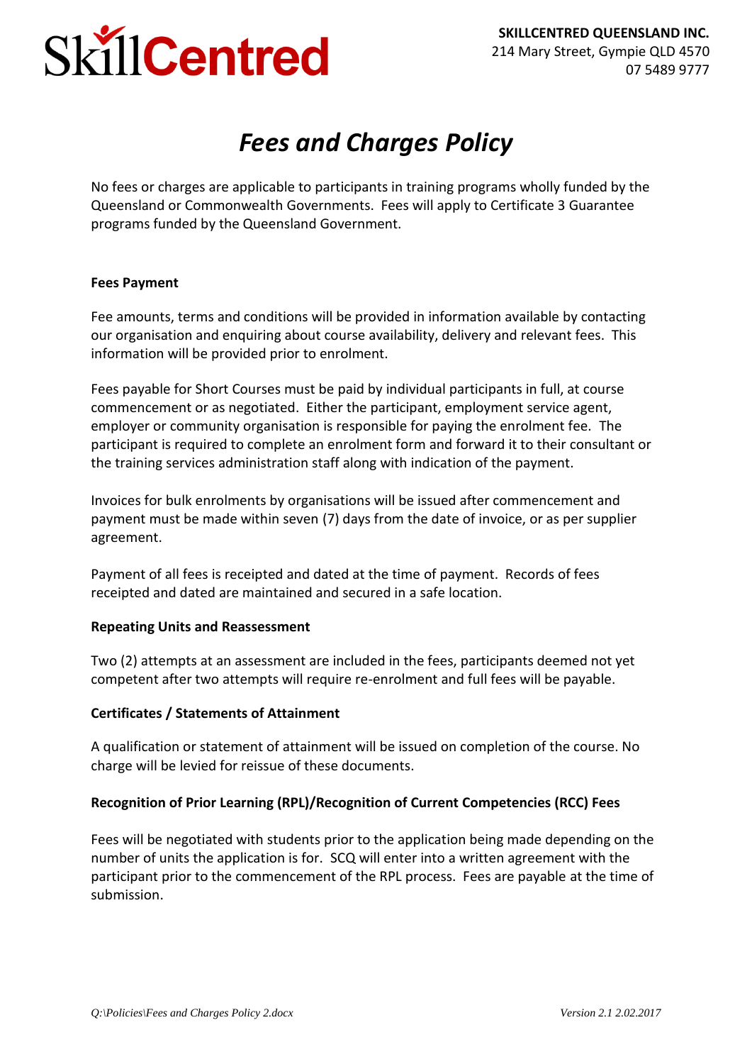SkillCentred

**SKILLCENTRED QUEENSLAND INC.**
214 Mary Street, Gympie QLD 4570
07 5489 9777

# *Fees and Charges Policy*

No fees or charges are applicable to participants in training programs wholly funded by the Queensland or Commonwealth Governments. Fees will apply to Certificate 3 Guarantee programs funded by the Queensland Government.

**Fees Payment**

Fee amounts, terms and conditions will be provided in information available by contacting our organisation and enquiring about course availability, delivery and relevant fees. This information will be provided prior to enrolment.

Fees payable for Short Courses must be paid by individual participants in full, at course commencement or as negotiated. Either the participant, employment service agent, employer or community organisation is responsible for paying the enrolment fee. The participant is required to complete an enrolment form and forward it to their consultant or the training services administration staff along with indication of the payment.

Invoices for bulk enrolments by organisations will be issued after commencement and payment must be made within seven (7) days from the date of invoice, or as per supplier agreement.

Payment of all fees is receipted and dated at the time of payment. Records of fees receipted and dated are maintained and secured in a safe location.

**Repeating Units and Reassessment**

Two (2) attempts at an assessment are included in the fees, participants deemed not yet competent after two attempts will require re-enrolment and full fees will be payable.

**Certificates / Statements of Attainment**

A qualification or statement of attainment will be issued on completion of the course. No charge will be levied for reissue of these documents.

**Recognition of Prior Learning (RPL)/Recognition of Current Competencies (RCC) Fees**

Fees will be negotiated with students prior to the application being made depending on the number of units the application is for. SCQ will enter into a written agreement with the participant prior to the commencement of the RPL process. Fees are payable at the time of submission.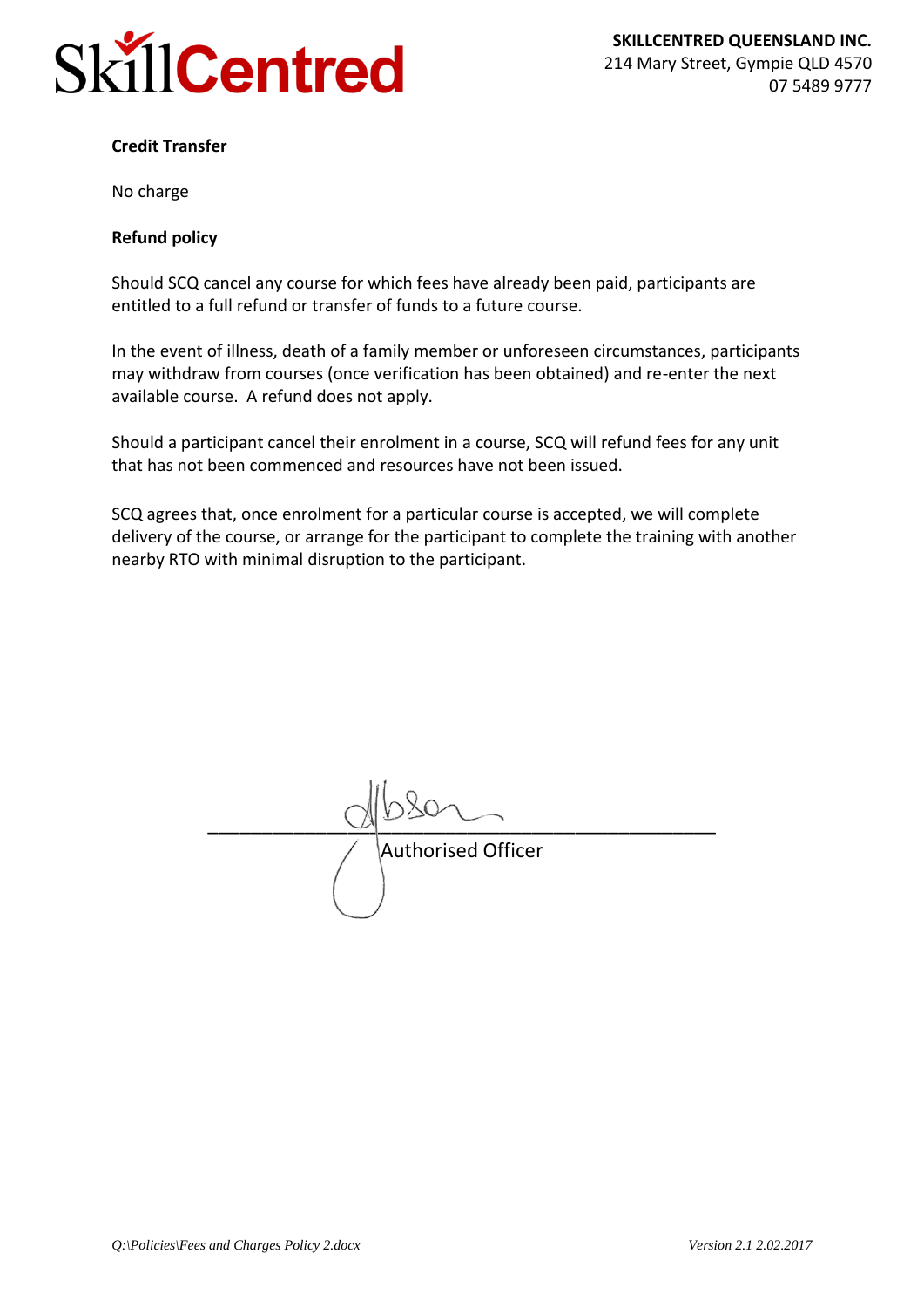**Credit Transfer**

No charge

**Refund policy**

Should SCQ cancel any course for which fees have already been paid, participants are entitled to a full refund or transfer of funds to a future course.

In the event of illness, death of a family member or unforeseen circumstances, participants may withdraw from courses (once verification has been obtained) and re-enter the next available course. A refund does not apply.

Should a participant cancel their enrolment in a course, SCQ will refund fees for any unit that has not been commenced and resources have not been issued.

SCQ agrees that, once enrolment for a particular course is accepted, we will complete delivery of the course, or arrange for the participant to complete the training with another nearby RTO with minimal disruption to the participant.

\_\_\_\_\_\_\_\_\_\_\_\_\_\_\_\_\_\_\_\_\_\_\_\_\_\_\_\_\_\_\_\_\_\_\_\_\_\_\_\_

Authorised Officer